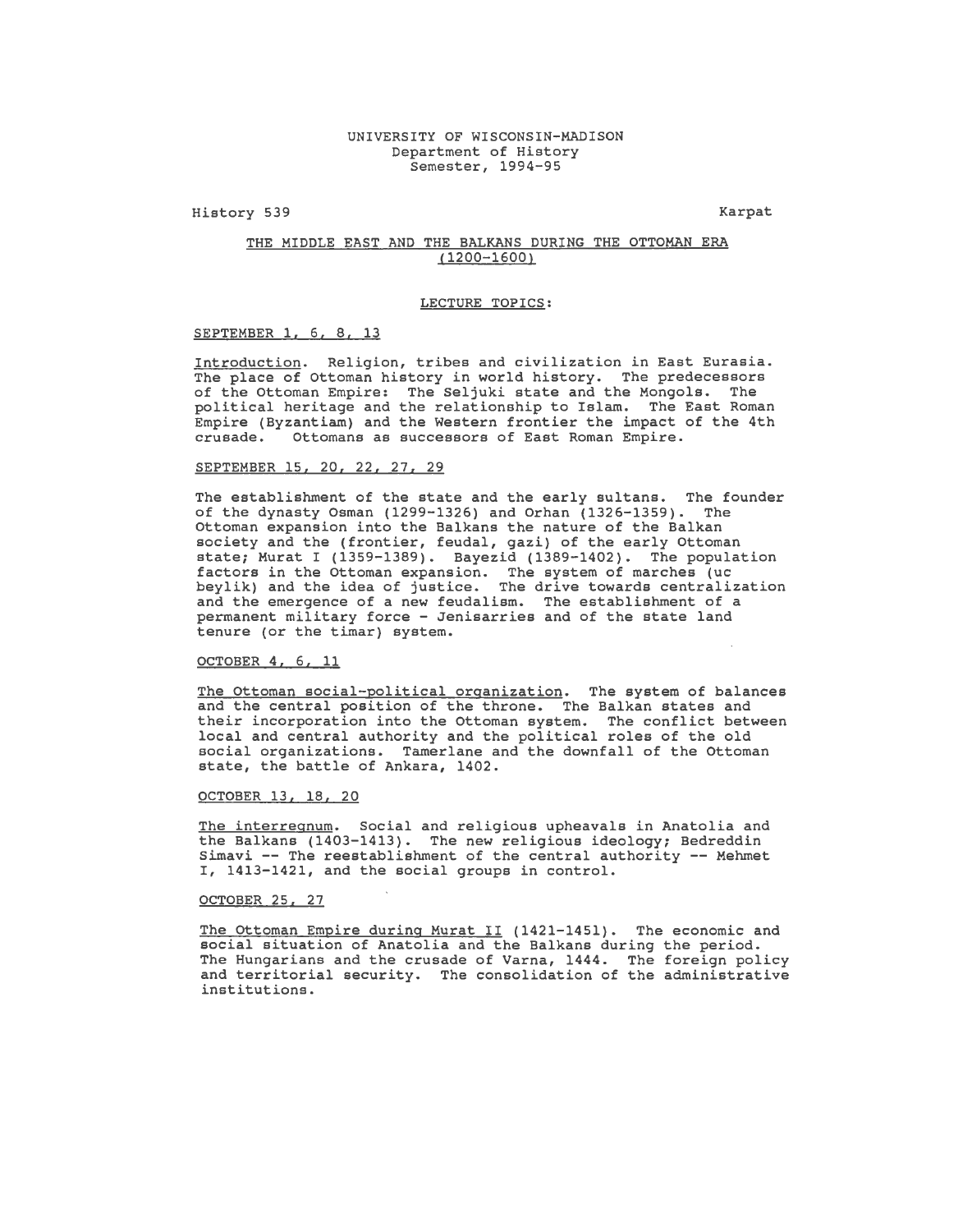UNIVERSITY OF WISCONSIN-MADISON
Department of History
Semester, 1994-95

History 539 Karpat

# THE MIDDLE EAST AND THE BALKANS DURING THE OTTOMAN ERA (1200-1600)

## LECTURE TOPICS:

### SEPTEMBER 1, 6, 8, 13

Introduction. Religion, tribes and civilization in East Eurasia. The place of Ottoman history in world history. The predecessors of the Ottoman Empire: The Seljuki state and the Mongols. The political heritage and the relationship to Islam. The East Roman Empire (Byzantiam) and the Western frontier the impact of the 4th crusade. Ottomans as successors of East Roman Empire.

### SEPTEMBER 15, 20, 22, 27, 29

The establishment of the state and the early sultans. The founder of the dynasty Osman (1299-1326) and Orhan (1326-1359). The Ottoman expansion into the Balkans the nature of the Balkan society and the (frontier, feudal, gazi) of the early Ottoman state; Murat I (1359-1389). Bayezid (1389-1402). The population factors in the Ottoman expansion. The system of marches (uc beylik) and the idea of justice. The drive towards centralization and the emergence of a new feudalism. The establishment of a permanent military force - Jenisarries and of the state land tenure (or the timar) system.

### OCTOBER 4, 6, 11

The Ottoman social-political organization. The system of balances and the central position of the throne. The Balkan states and their incorporation into the Ottoman system. The conflict between local and central authority and the political roles of the old social organizations. Tamerlane and the downfall of the Ottoman state, the battle of Ankara, 1402.

### OCTOBER 13, 18, 20

The interregnum. Social and religious upheavals in Anatolia and the Balkans (1403-1413). The new religious ideology; Bedreddin Simavi -- The reestablishment of the central authority -- Mehmet I, 1413-1421, and the social groups in control.

### OCTOBER 25, 27

The Ottoman Empire during Murat II (1421-1451). The economic and social situation of Anatolia and the Balkans during the period. The Hungarians and the crusade of Varna, 1444. The foreign policy and territorial security. The consolidation of the administrative institutions.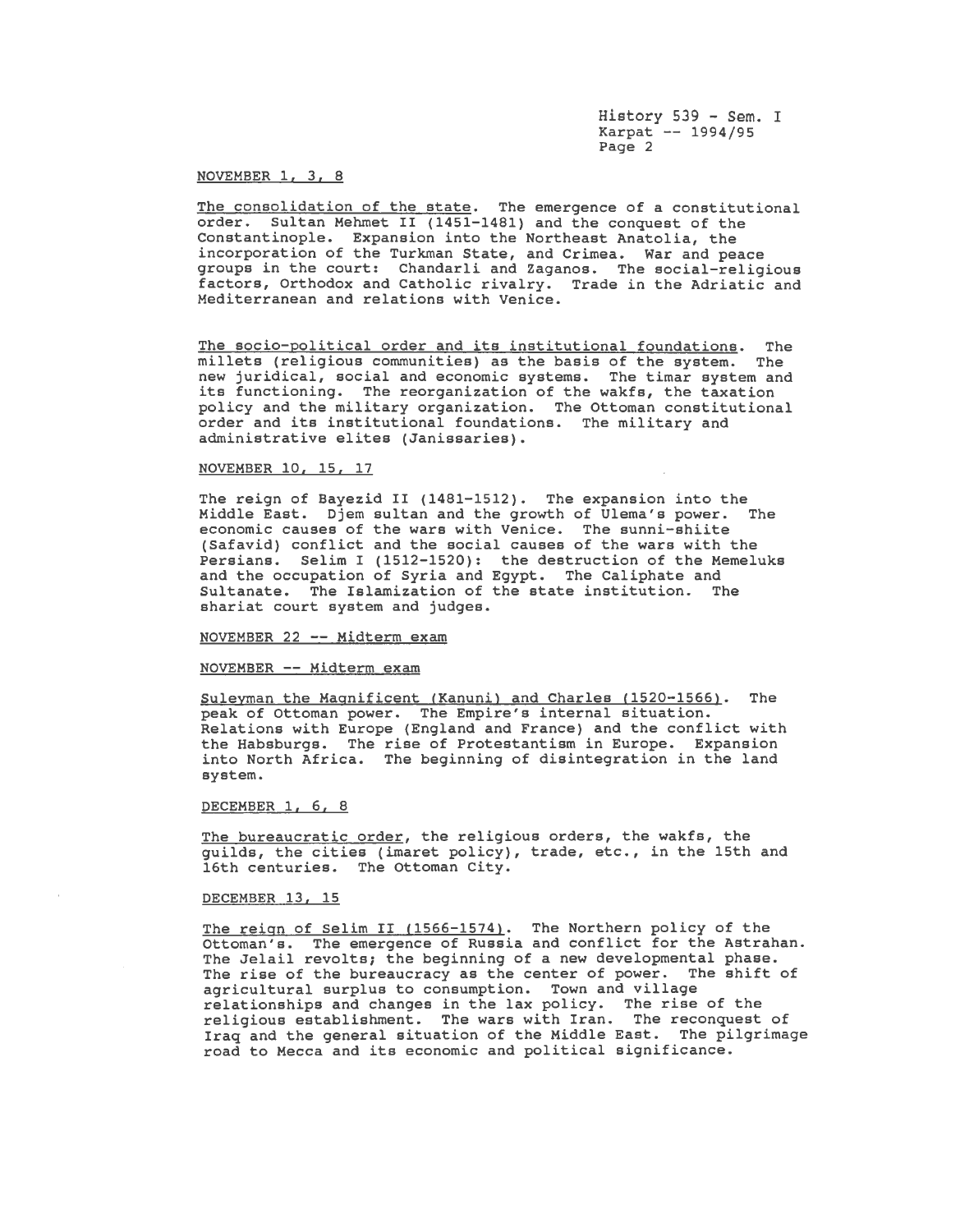NOVEMBER 1, 3, 8

The consolidation of the state. The emergence of a constitutional order. Sultan Mehmet II (1451-1481) and the conquest of the Constantinople. Expansion into the Northeast Anatolia, the incorporation of the Turkman State, and Crimea. War and peace groups in the court: Chandarli and Zaganos. The social-religious factors, Orthodox and Catholic rivalry. Trade in the Adriatic and Mediterranean and relations with Venice.

The socio-political order and its institutional foundations. The millets (religious communities) as the basis of the system. The new juridical, social and economic systems. The timar system and its functioning. The reorganization of the wakfs, the taxation policy and the military organization. The Ottoman constitutional order and its institutional foundations. The military and administrative elites (Janissaries).

NOVEMBER 10, 15, 17

The reign of Bayezid II (1481-1512). The expansion into the Middle East. Djem sultan and the growth of Ulema's power. The economic causes of the wars with Venice. The sunni-shiite (Safavid) conflict and the social causes of the wars with the Persians. Selim I (1512-1520): the destruction of the Memeluks and the occupation of Syria and Egypt. The Caliphate and Sultanate. The Islamization of the state institution. The shariat court system and judges.

NOVEMBER 22 -- Midterm exam

NOVEMBER -- Midterm exam

Suleyman the Magnificent (Kanuni) and Charles (1520-1566). The peak of Ottoman power. The Empire's internal situation. Relations with Europe (England and France) and the conflict with the Habsburgs. The rise of Protestantism in Europe. Expansion into North Africa. The beginning of disintegration in the land system.

DECEMBER 1, 6, 8

The bureaucratic order, the religious orders, the wakfs, the guilds, the cities (imaret policy), trade, etc., in the 15th and 16th centuries. The Ottoman City.

DECEMBER 13, 15

The reign of Selim II (1566-1574). The Northern policy of the Ottoman's. The emergence of Russia and conflict for the Astrahan. The Jelail revolts; the beginning of a new developmental phase. The rise of the bureaucracy as the center of power. The shift of agricultural surplus to consumption. Town and village relationships and changes in the lax policy. The rise of the religious establishment. The wars with Iran. The reconquest of Iraq and the general situation of the Middle East. The pilgrimage road to Mecca and its economic and political significance.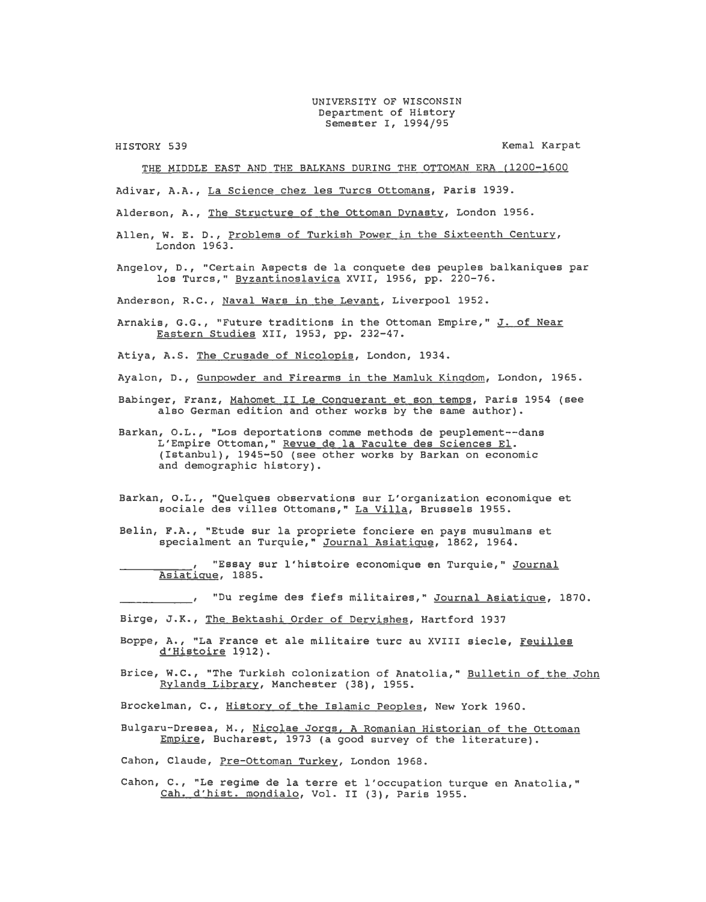UNIVERSITY OF WISCONSIN
Department of History
Semester I, 1994/95

HISTORY 539 Kemal Karpat

THE MIDDLE EAST AND THE BALKANS DURING THE OTTOMAN ERA (1200-1600

Adivar, A.A., La Science chez les Turcs Ottomans, Paris 1939.

Alderson, A., The Structure of the Ottoman Dynasty, London 1956.

Allen, W. E. D., Problems of Turkish Power in the Sixteenth Century, London 1963.

Angelov, D., "Certain Aspects de la conquete des peuples balkaniques par los Turcs," Byzantinoslavica XVII, 1956, pp. 220-76.

Anderson, R.C., Naval Wars in the Levant, Liverpool 1952.

Arnakis, G.G., "Future traditions in the Ottoman Empire," J. of Near Eastern Studies XII, 1953, pp. 232-47.

Atiya, A.S. The Crusade of Nicolopis, London, 1934.

Ayalon, D., Gunpowder and Firearms in the Mamluk Kingdom, London, 1965.

Babinger, Franz, Mahomet II Le Conquerant et son temps, Paris 1954 (see also German edition and other works by the same author).

Barkan, O.L., "Los deportations comme methods de peuplement--dans L'Empire Ottoman," Revue de la Faculte des Sciences El. (Istanbul), 1945-50 (see other works by Barkan on economic and demographic history).

Barkan, O.L., "Quelques observations sur L'organization economique et sociale des villes Ottomans," La Villa, Brussels 1955.

Belin, F.A., "Etude sur la propriete fonciere en pays musulmans et specialment an Turquie," Journal Asiatique, 1862, 1964.

__________, "Essay sur l'histoire economique en Turquie," Journal Asiatique, 1885.

__________, "Du regime des fiefs militaires," Journal Asiatique, 1870.

Birge, J.K., The Bektashi Order of Dervishes, Hartford 1937

Boppe, A., "La France et ale militaire turc au XVIII siecle, Feuilles d'Histoire 1912).

Brice, W.C., "The Turkish colonization of Anatolia," Bulletin of the John Rylands Library, Manchester (38), 1955.

Brockelman, C., History of the Islamic Peoples, New York 1960.

Bulgaru-Dresea, M., Nicolae Jorgs, A Romanian Historian of the Ottoman Empire, Bucharest, 1973 (a good survey of the literature).

Cahon, Claude, Pre-Ottoman Turkey, London 1968.

Cahon, C., "Le regime de la terre et l'occupation turque en Anatolia," Cah. d'hist. mondialo, Vol. II (3), Paris 1955.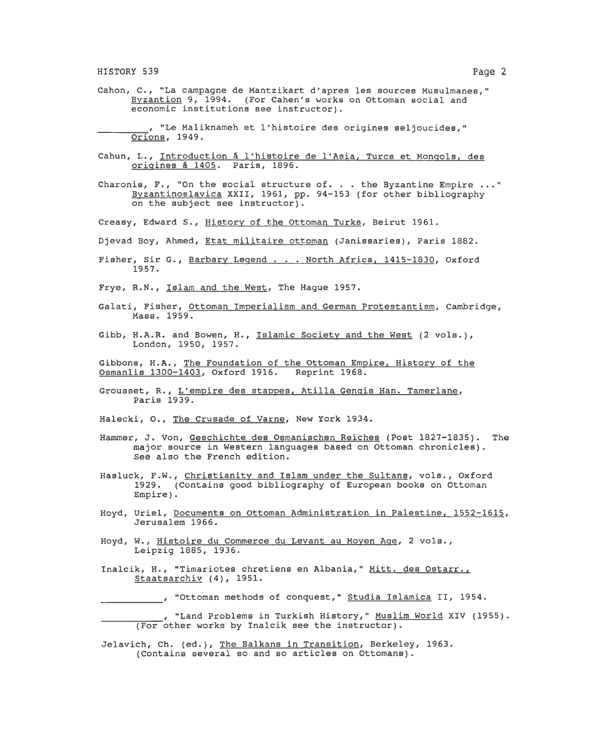Cahon, C., "La campagne de Mantzikart d'apres les sources Musulmanes," Byzantion 9, 1994. (For Cahen's works on Ottoman social and economic institutions see instructor).

________, "Le Maliknameh et l'histoire des origines seljoucides," Orions, 1949.

Cahun, L., Introduction á l'histoire de l'Asia, Turcs et Mongols, des origines á 1405. Paris, 1896.

Charonis, F., "On the social structure of. . . the Byzantine Empire ..." Byzantinoslavica XXII, 1961, pp. 94-153 (for other bibliography on the subject see instructor).

Creasy, Edward S., History of the Ottoman Turks, Beirut 1961.

Djevad Boy, Ahmed, Etat militaire ottoman (Janissaries), Paris 1882.

Fisher, Sir G., Barbary Legend . . . North Africa, 1415-1830, Oxford 1957.

Frye, R.N., Islam and the West, The Hague 1957.

Galati, Fisher, Ottoman Imperialism and German Protestantism, Cambridge, Mass. 1959.

Gibb, H.A.R. and Bowen, H., Islamic Society and the West (2 vols.), London, 1950, 1957.

Gibbons, H.A., The Foundation of the Ottoman Empire, History of the Osmanlis 1300-1403, Oxford 1916. Reprint 1968.

Grousset, R., L'empire des stappes, Atilla Gengis Han. Tamerlane, Paris 1939.

Halecki, O., The Crusade of Varne, New York 1934.

Hammer, J. Von, Geschichte des Osmanischen Reiches (Post 1827-1835). The major source in Western languages based on Ottoman chronicles). See also the French edition.

Hasluck, F.W., Christianity and Islam under the Sultans, vols., Oxford 1929. (Contains good bibliography of European books on Ottoman Empire).

Hoyd, Uriel, Documents on Ottoman Administration in Palestine, 1552-1615, Jerusalem 1966.

Hoyd, W., Histoire du Commerce du Levant au Moyen Age, 2 vols., Leipzig 1885, 1936.

Inalcik, H., "Timariotes chretiens en Albania," Mitt. des Ostarr., Staatsarchiv (4), 1951.

________, "Ottoman methods of conquest," Studia Islamica II, 1954.

________, "Land Problems in Turkish History," Muslim World XIV (1955). (For other works by Inalcik see the instructor).

Jelavich, Ch. (ed.), The Balkans in Transition, Berkeley, 1963. (Contains several so and so articles on Ottomans).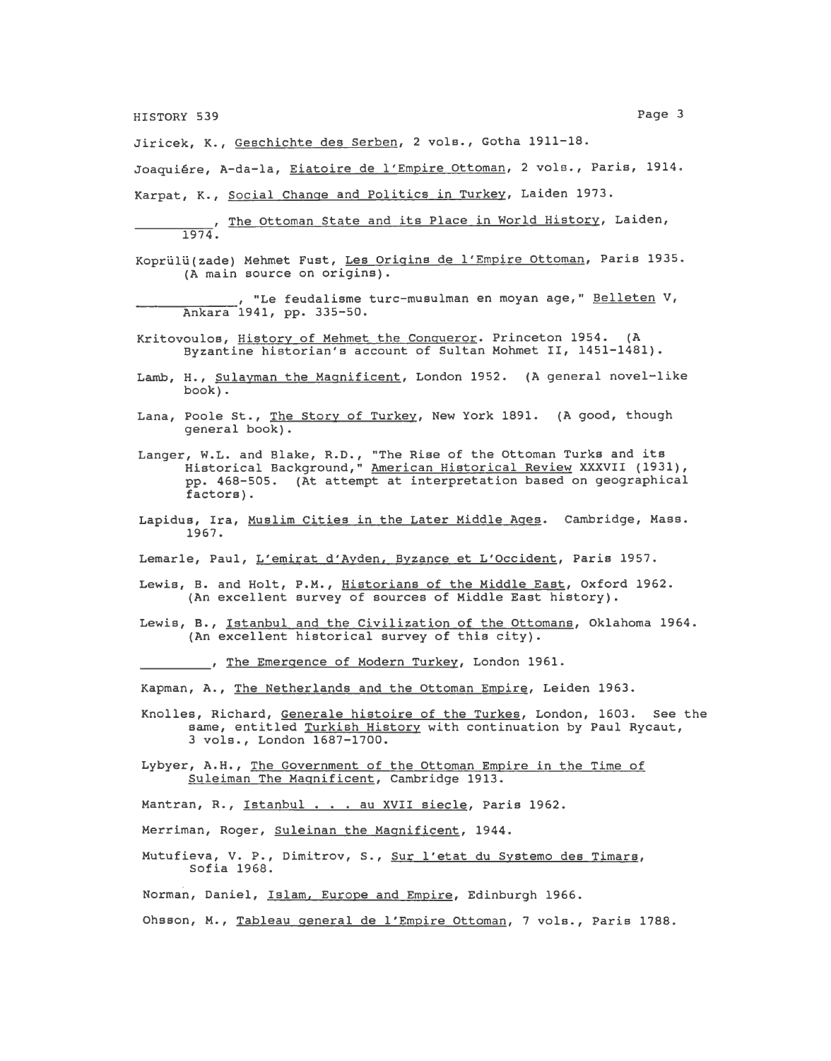Jiricek, K., Geschichte des Serben, 2 vols., Gotha 1911-18.

Joaquiére, A-da-la, Eiatoire de l'Empire Ottoman, 2 vols., Paris, 1914.

Karpat, K., Social Change and Politics in Turkey, Laiden 1973.

_________, The Ottoman State and its Place in World History, Laiden, 1974.

Koprülü(zade) Mehmet Fust, Les Origins de l'Empire Ottoman, Paris 1935. (A main source on origins).

___________, "Le feudalisme turc-musulman en moyan age," Belleten V, Ankara 1941, pp. 335-50.

Kritovoulos, History of Mehmet the Conqueror. Princeton 1954. (A Byzantine historian's account of Sultan Mohmet II, 1451-1481).

Lamb, H., Sulayman the Magnificent, London 1952. (A general novel-like book).

Lana, Poole St., The Story of Turkey, New York 1891. (A good, though general book).

Langer, W.L. and Blake, R.D., "The Rise of the Ottoman Turks and its Historical Background," American Historical Review XXXVII (1931), pp. 468-505. (At attempt at interpretation based on geographical factors).

Lapidus, Ira, Muslim Cities in the Later Middle Ages. Cambridge, Mass. 1967.

Lemarle, Paul, L'emirat d'Ayden, Byzance et L'Occident, Paris 1957.

Lewis, B. and Holt, P.M., Historians of the Middle East, Oxford 1962. (An excellent survey of sources of Middle East history).

Lewis, B., Istanbul and the Civilization of the Ottomans, Oklahoma 1964. (An excellent historical survey of this city).

_________, The Emergence of Modern Turkey, London 1961.

Kapman, A., The Netherlands and the Ottoman Empire, Leiden 1963.

Knolles, Richard, Generale histoire of the Turkes, London, 1603. See the same, entitled Turkish History with continuation by Paul Rycaut, 3 vols., London 1687-1700.

Lybyer, A.H., The Government of the Ottoman Empire in the Time of Suleiman The Magnificent, Cambridge 1913.

Mantran, R., Istanbul . . . au XVII siecle, Paris 1962.

Merriman, Roger, Suleinan the Magnificent, 1944.

Mutufieva, V. P., Dimitrov, S., Sur l'etat du Systemo des Timars, Sofia 1968.

Norman, Daniel, Islam, Europe and Empire, Edinburgh 1966.

Ohsson, M., Tableau general de l'Empire Ottoman, 7 vols., Paris 1788.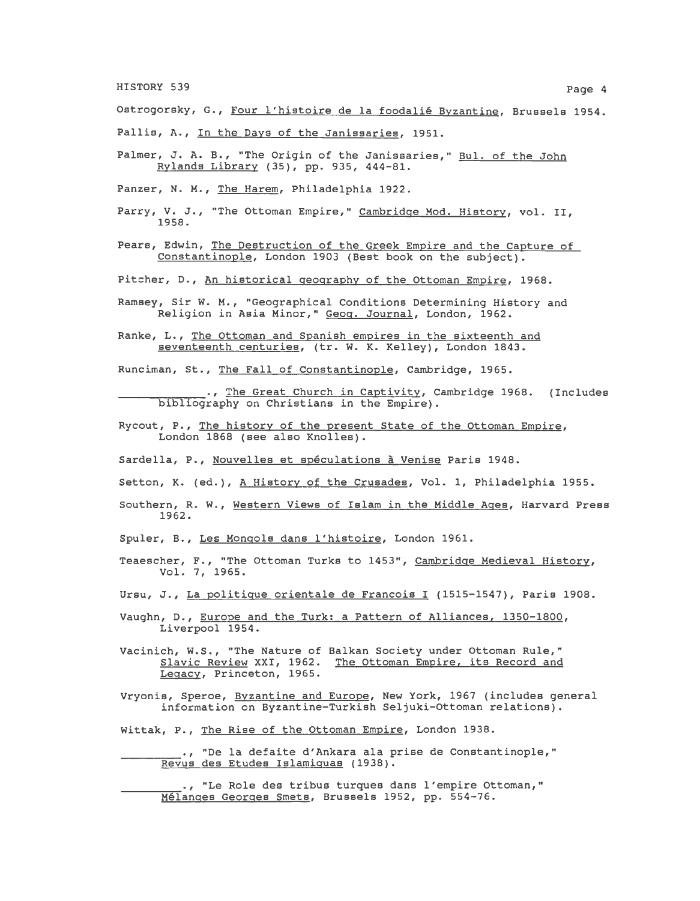Ostrogorsky, G., Four l'histoire de la foodalié Byzantine, Brussels 1954.

Pallis, A., In the Days of the Janissaries, 1951.

Palmer, J. A. B., "The Origin of the Janissaries," Bul. of the John Rylands Library (35), pp. 935, 444-81.

Panzer, N. M., The Harem, Philadelphia 1922.

Parry, V. J., "The Ottoman Empire," Cambridge Mod. History, vol. II, 1958.

Pears, Edwin, The Destruction of the Greek Empire and the Capture of Constantinople, London 1903 (Best book on the subject).

Pitcher, D., An historical geography of the Ottoman Empire, 1968.

Ramsey, Sir W. M., "Geographical Conditions Determining History and Religion in Asia Minor," Geog. Journal, London, 1962.

Ranke, L., The Ottoman and Spanish empires in the sixteenth and seventeenth centuries, (tr. W. K. Kelley), London 1843.

Runciman, St., The Fall of Constantinople, Cambridge, 1965.

__________., The Great Church in Captivity, Cambridge 1968. (Includes bibliography on Christians in the Empire).

Rycout, P., The history of the present State of the Ottoman Empire, London 1868 (see also Knolles).

Sardella, P., Nouvelles et spéculations à Venise Paris 1948.

Setton, K. (ed.), A History of the Crusades, Vol. 1, Philadelphia 1955.

Southern, R. W., Western Views of Islam in the Middle Ages, Harvard Press 1962.

Spuler, B., Les Mongols dans l'histoire, London 1961.

Teaescher, F., "The Ottoman Turks to 1453", Cambridge Medieval History, Vol. 7, 1965.

Ursu, J., La politique orientale de Francois I (1515-1547), Paris 1908.

Vaughn, D., Europe and the Turk: a Pattern of Alliances, 1350-1800, Liverpool 1954.

Vacinich, W.S., "The Nature of Balkan Society under Ottoman Rule," Slavic Review XXI, 1962. The Ottoman Empire, its Record and Legacy, Princeton, 1965.

Vryonis, Speroe, Byzantine and Europe, New York, 1967 (includes general information on Byzantine-Turkish Seljuki-Ottoman relations).

Wittak, P., The Rise of the Ottoman Empire, London 1938.

________., "De la defaite d'Ankara ala prise de Constantinople," Revus des Etudes Islamiquas (1938).

________., "Le Role des tribus turques dans l'empire Ottoman," Mélanges Georges Smets, Brussels 1952, pp. 554-76.